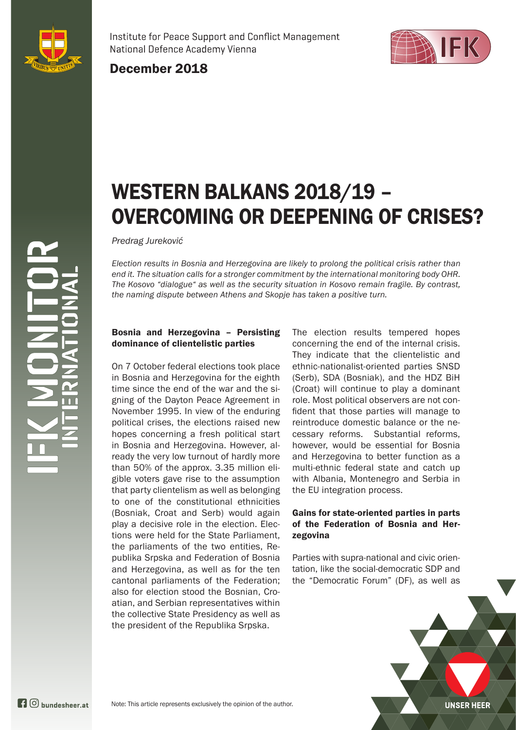Institute for Peace Support and Conflict Management
National Defence Academy Vienna

December 2018

# WESTERN BALKANS 2018/19 – OVERCOMING OR DEEPENING OF CRISES?

*Predrag Jureković*

*Election results in Bosnia and Herzegovina are likely to prolong the political crisis rather than end it. The situation calls for a stronger commitment by the international monitoring body OHR. The Kosovo "dialogue" as well as the security situation in Kosovo remain fragile. By contrast, the naming dispute between Athens and Skopje has taken a positive turn.*

## Bosnia and Herzegovina – Persisting dominance of clientelistic parties

On 7 October federal elections took place in Bosnia and Herzegovina for the eighth time since the end of the war and the signing of the Dayton Peace Agreement in November 1995. In view of the enduring political crises, the elections raised new hopes concerning a fresh political start in Bosnia and Herzegovina. However, already the very low turnout of hardly more than 50% of the approx. 3.35 million eligible voters gave rise to the assumption that party clientelism as well as belonging to one of the constitutional ethnicities (Bosniak, Croat and Serb) would again play a decisive role in the election. Elections were held for the State Parliament, the parliaments of the two entities, Republika Srpska and Federation of Bosnia and Herzegovina, as well as for the ten cantonal parliaments of the Federation; also for election stood the Bosnian, Croatian, and Serbian representatives within the collective State Presidency as well as the president of the Republika Srpska.

The election results tempered hopes concerning the end of the internal crisis. They indicate that the clientelistic and ethnic-nationalist-oriented parties SNSD (Serb), SDA (Bosniak), and the HDZ BiH (Croat) will continue to play a dominant role. Most political observers are not confident that those parties will manage to reintroduce domestic balance or the necessary reforms. Substantial reforms, however, would be essential for Bosnia and Herzegovina to better function as a multi-ethnic federal state and catch up with Albania, Montenegro and Serbia in the EU integration process.

## Gains for state-oriented parties in parts of the Federation of Bosnia and Herzegovina

Parties with supra-national and civic orientation, like the social-democratic SDP and the "Democratic Forum" (DF), as well as

Note: This article represents exclusively the opinion of the author.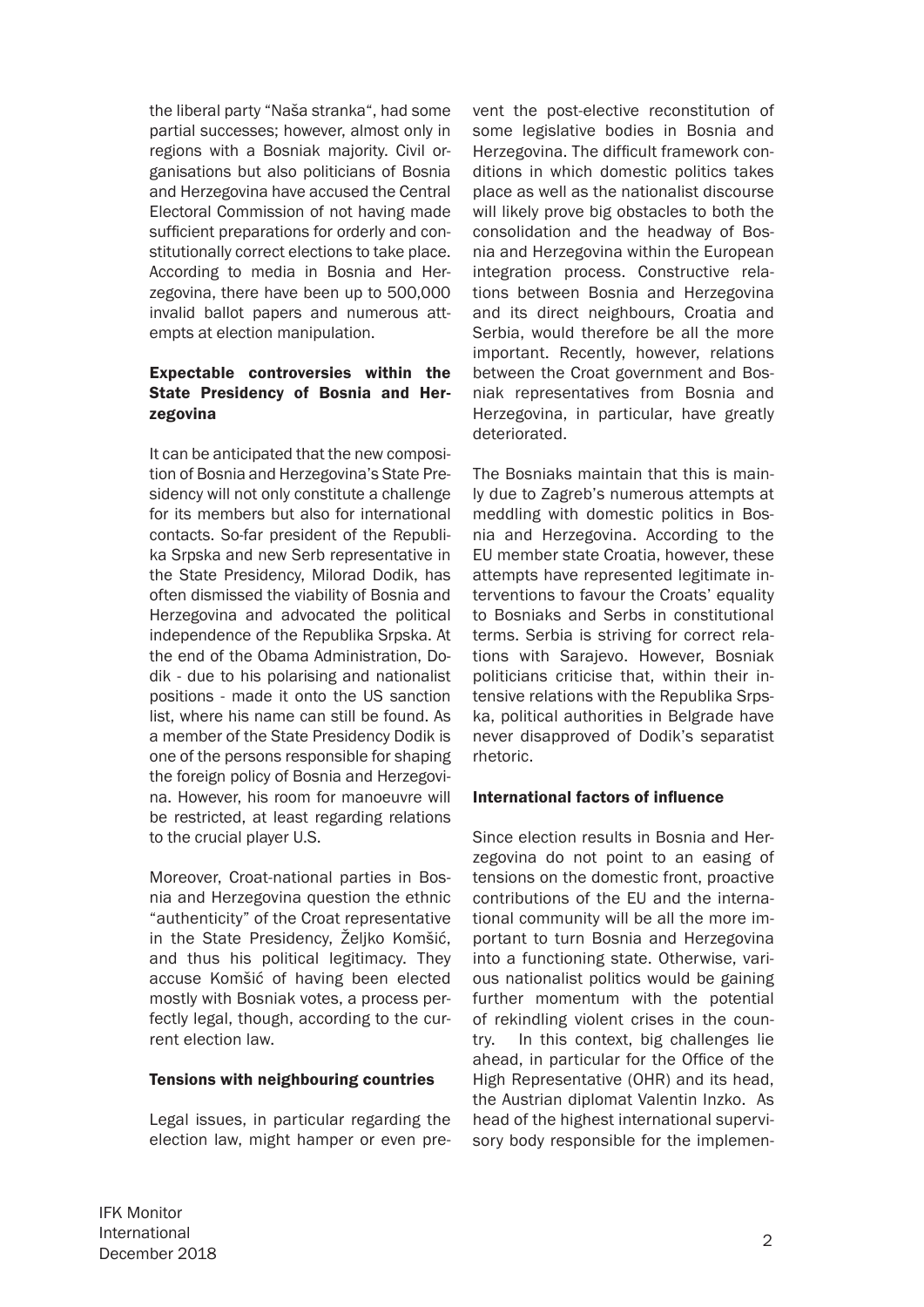the liberal party "Naša stranka", had some partial successes; however, almost only in regions with a Bosniak majority. Civil organisations but also politicians of Bosnia and Herzegovina have accused the Central Electoral Commission of not having made sufficient preparations for orderly and constitutionally correct elections to take place. According to media in Bosnia and Herzegovina, there have been up to 500,000 invalid ballot papers and numerous attempts at election manipulation.

### Expectable controversies within the State Presidency of Bosnia and Herzegovina

It can be anticipated that the new composition of Bosnia and Herzegovina's State Presidency will not only constitute a challenge for its members but also for international contacts. So-far president of the Republika Srpska and new Serb representative in the State Presidency, Milorad Dodik, has often dismissed the viability of Bosnia and Herzegovina and advocated the political independence of the Republika Srpska. At the end of the Obama Administration, Dodik - due to his polarising and nationalist positions - made it onto the US sanction list, where his name can still be found. As a member of the State Presidency Dodik is one of the persons responsible for shaping the foreign policy of Bosnia and Herzegovina. However, his room for manoeuvre will be restricted, at least regarding relations to the crucial player U.S.

Moreover, Croat-national parties in Bosnia and Herzegovina question the ethnic "authenticity" of the Croat representative in the State Presidency, Željko Komšić, and thus his political legitimacy. They accuse Komšić of having been elected mostly with Bosniak votes, a process perfectly legal, though, according to the current election law.

### Tensions with neighbouring countries

Legal issues, in particular regarding the election law, might hamper or even prevent the post-elective reconstitution of some legislative bodies in Bosnia and Herzegovina. The difficult framework conditions in which domestic politics takes place as well as the nationalist discourse will likely prove big obstacles to both the consolidation and the headway of Bosnia and Herzegovina within the European integration process. Constructive relations between Bosnia and Herzegovina and its direct neighbours, Croatia and Serbia, would therefore be all the more important. Recently, however, relations between the Croat government and Bosniak representatives from Bosnia and Herzegovina, in particular, have greatly deteriorated.

The Bosniaks maintain that this is mainly due to Zagreb's numerous attempts at meddling with domestic politics in Bosnia and Herzegovina. According to the EU member state Croatia, however, these attempts have represented legitimate interventions to favour the Croats' equality to Bosniaks and Serbs in constitutional terms. Serbia is striving for correct relations with Sarajevo. However, Bosniak politicians criticise that, within their intensive relations with the Republika Srpska, political authorities in Belgrade have never disapproved of Dodik's separatist rhetoric.

### International factors of influence

Since election results in Bosnia and Herzegovina do not point to an easing of tensions on the domestic front, proactive contributions of the EU and the international community will be all the more important to turn Bosnia and Herzegovina into a functioning state. Otherwise, various nationalist politics would be gaining further momentum with the potential of rekindling violent crises in the country. In this context, big challenges lie ahead, in particular for the Office of the High Representative (OHR) and its head, the Austrian diplomat Valentin Inzko. As head of the highest international supervisory body responsible for the implemen-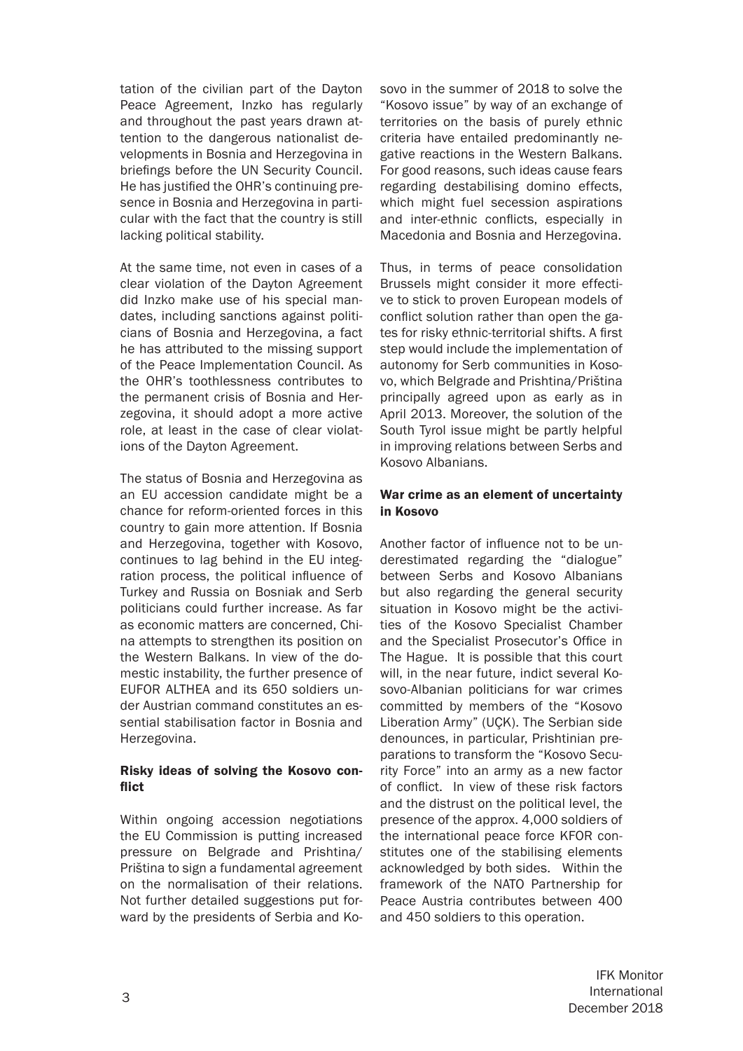tation of the civilian part of the Dayton Peace Agreement, Inzko has regularly and throughout the past years drawn attention to the dangerous nationalist developments in Bosnia and Herzegovina in briefings before the UN Security Council. He has justified the OHR's continuing presence in Bosnia and Herzegovina in particular with the fact that the country is still lacking political stability.

At the same time, not even in cases of a clear violation of the Dayton Agreement did Inzko make use of his special mandates, including sanctions against politicians of Bosnia and Herzegovina, a fact he has attributed to the missing support of the Peace Implementation Council. As the OHR's toothlessness contributes to the permanent crisis of Bosnia and Herzegovina, it should adopt a more active role, at least in the case of clear violations of the Dayton Agreement.

The status of Bosnia and Herzegovina as an EU accession candidate might be a chance for reform-oriented forces in this country to gain more attention. If Bosnia and Herzegovina, together with Kosovo, continues to lag behind in the EU integration process, the political influence of Turkey and Russia on Bosniak and Serb politicians could further increase. As far as economic matters are concerned, China attempts to strengthen its position on the Western Balkans. In view of the domestic instability, the further presence of EUFOR ALTHEA and its 650 soldiers under Austrian command constitutes an essential stabilisation factor in Bosnia and Herzegovina.

### Risky ideas of solving the Kosovo conflict

Within ongoing accession negotiations the EU Commission is putting increased pressure on Belgrade and Prishtina/Priština to sign a fundamental agreement on the normalisation of their relations. Not further detailed suggestions put forward by the presidents of Serbia and Kosovo in the summer of 2018 to solve the "Kosovo issue" by way of an exchange of territories on the basis of purely ethnic criteria have entailed predominantly negative reactions in the Western Balkans. For good reasons, such ideas cause fears regarding destabilising domino effects, which might fuel secession aspirations and inter-ethnic conflicts, especially in Macedonia and Bosnia and Herzegovina.

Thus, in terms of peace consolidation Brussels might consider it more effective to stick to proven European models of conflict solution rather than open the gates for risky ethnic-territorial shifts. A first step would include the implementation of autonomy for Serb communities in Kosovo, which Belgrade and Prishtina/Priština principally agreed upon as early as in April 2013. Moreover, the solution of the South Tyrol issue might be partly helpful in improving relations between Serbs and Kosovo Albanians.

### War crime as an element of uncertainty in Kosovo

Another factor of influence not to be underestimated regarding the "dialogue" between Serbs and Kosovo Albanians but also regarding the general security situation in Kosovo might be the activities of the Kosovo Specialist Chamber and the Specialist Prosecutor's Office in The Hague. It is possible that this court will, in the near future, indict several Kosovo-Albanian politicians for war crimes committed by members of the "Kosovo Liberation Army" (UÇK). The Serbian side denounces, in particular, Prishtinian preparations to transform the "Kosovo Security Force" into an army as a new factor of conflict. In view of these risk factors and the distrust on the political level, the presence of the approx. 4,000 soldiers of the international peace force KFOR constitutes one of the stabilising elements acknowledged by both sides. Within the framework of the NATO Partnership for Peace Austria contributes between 400 and 450 soldiers to this operation.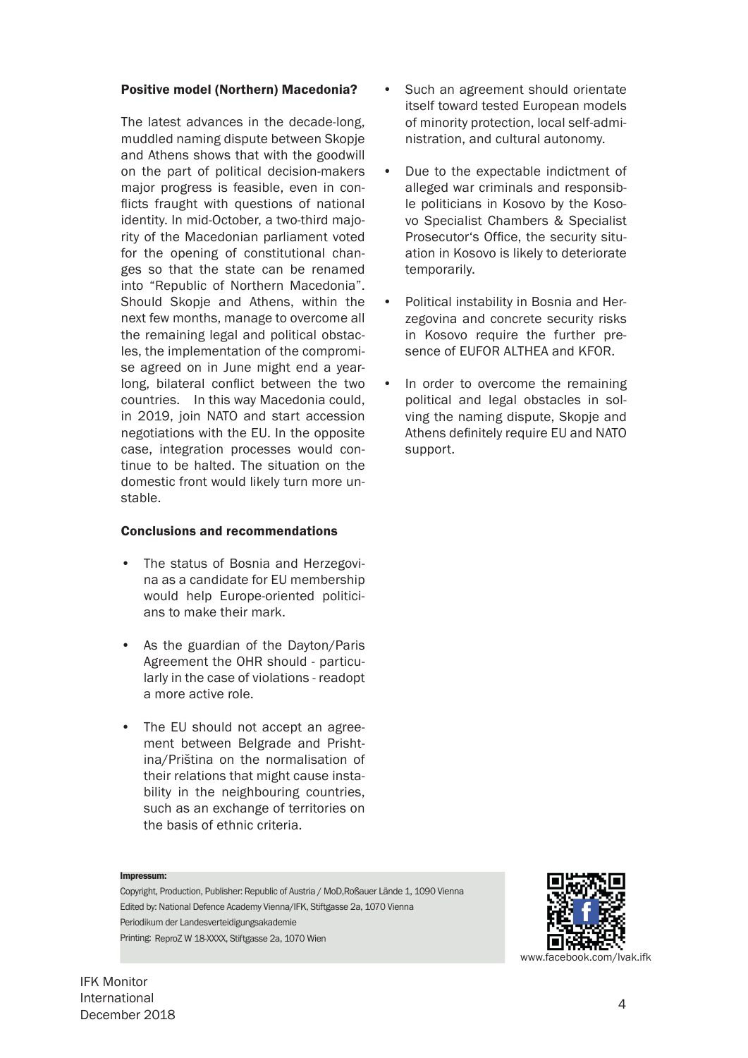### Positive model (Northern) Macedonia?

The latest advances in the decade-long, muddled naming dispute between Skopje and Athens shows that with the goodwill on the part of political decision-makers major progress is feasible, even in conflicts fraught with questions of national identity. In mid-October, a two-third majority of the Macedonian parliament voted for the opening of constitutional changes so that the state can be renamed into "Republic of Northern Macedonia". Should Skopje and Athens, within the next few months, manage to overcome all the remaining legal and political obstacles, the implementation of the compromise agreed on in June might end a yearlong, bilateral conflict between the two countries. In this way Macedonia could, in 2019, join NATO and start accession negotiations with the EU. In the opposite case, integration processes would continue to be halted. The situation on the domestic front would likely turn more unstable.

### Conclusions and recommendations

- The status of Bosnia and Herzegovina as a candidate for EU membership would help Europe-oriented politicians to make their mark.
- As the guardian of the Dayton/Paris Agreement the OHR should - particularly in the case of violations - readopt a more active role.
- The EU should not accept an agreement between Belgrade and Prishtina/Priština on the normalisation of their relations that might cause instability in the neighbouring countries, such as an exchange of territories on the basis of ethnic criteria.
- Such an agreement should orientate itself toward tested European models of minority protection, local self-administration, and cultural autonomy.
- Due to the expectable indictment of alleged war criminals and responsible politicians in Kosovo by the Kosovo Specialist Chambers & Specialist Prosecutor's Office, the security situation in Kosovo is likely to deteriorate temporarily.
- Political instability in Bosnia and Herzegovina and concrete security risks in Kosovo require the further presence of EUFOR ALTHEA and KFOR.
- In order to overcome the remaining political and legal obstacles in solving the naming dispute, Skopje and Athens definitely require EU and NATO support.

**Impressum:**

Copyright, Production, Publisher: Republic of Austria / MoD,Roßauer Lände 1, 1090 Vienna
Edited by: National Defence Academy Vienna/IFK, Stiftgasse 2a, 1070 Vienna
Periodikum der Landesverteidigungsakademie
Printing: ReproZ W 18-XXXX, Stiftgasse 2a, 1070 Wien

www.facebook.com/lvak.ifk